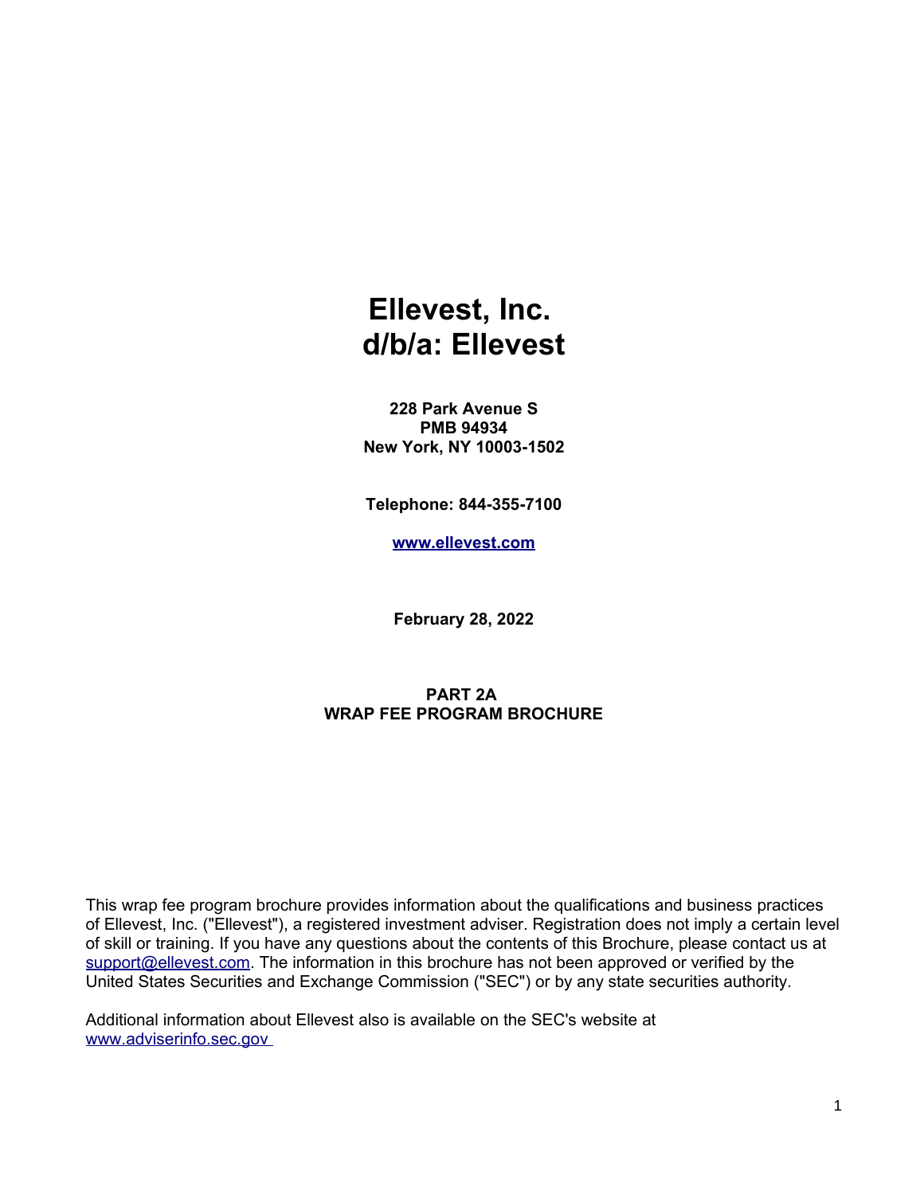# Ellevest, Inc.
# d/b/a: Ellevest

**228 Park Avenue S**
**PMB 94934**
**New York, NY 10003-1502**

**Telephone: 844-355-7100**

**[www.ellevest.com](http://www.ellevest.com)**

**February 28, 2022**

**PART 2A**
**WRAP FEE PROGRAM BROCHURE**

This wrap fee program brochure provides information about the qualifications and business practices of Ellevest, Inc. ("Ellevest"), a registered investment adviser. Registration does not imply a certain level of skill or training. If you have any questions about the contents of this Brochure, please contact us at support@ellevest.com. The information in this brochure has not been approved or verified by the United States Securities and Exchange Commission ("SEC") or by any state securities authority.

Additional information about Ellevest also is available on the SEC's website at www.adviserinfo.sec.gov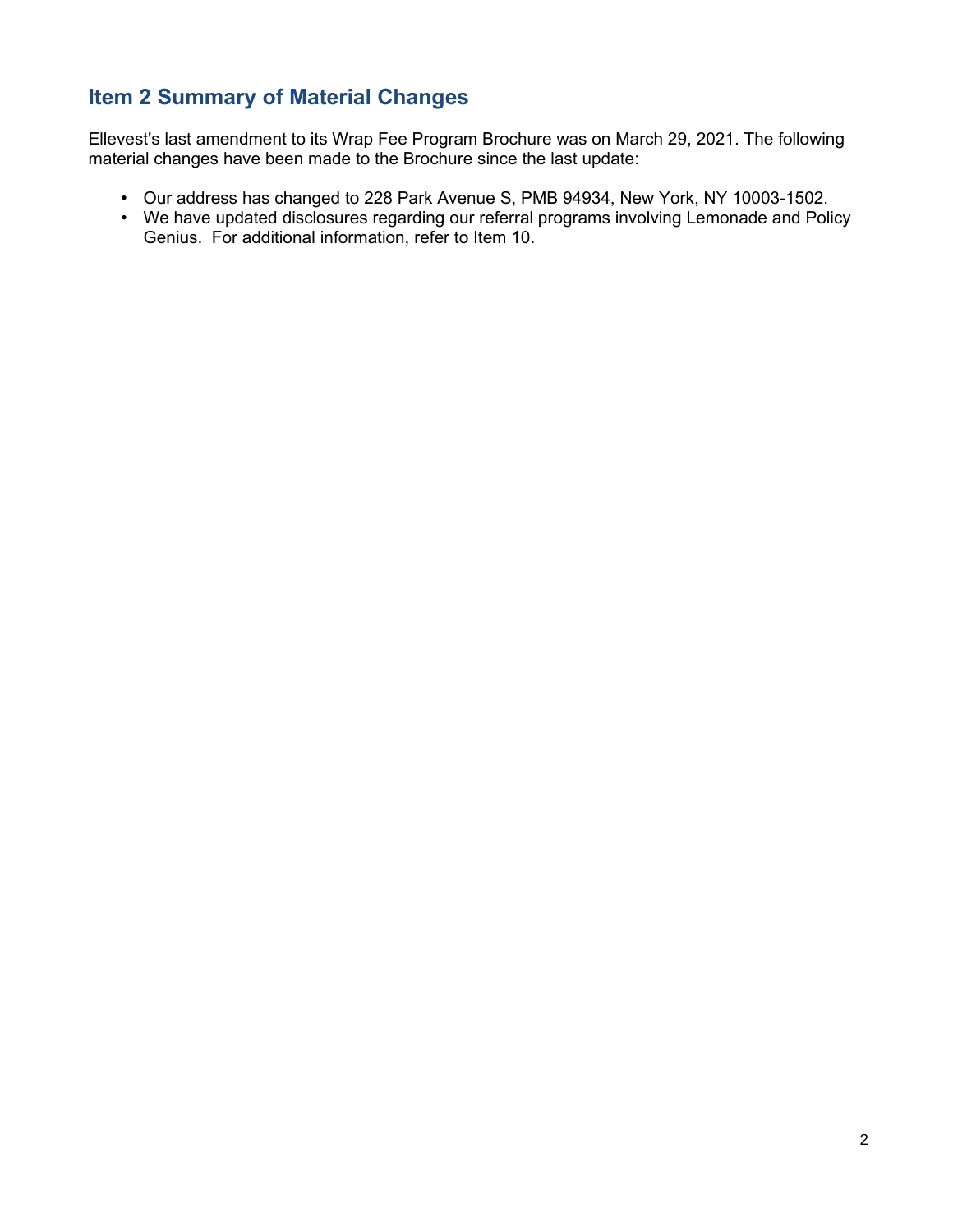## Item 2 Summary of Material Changes

Ellevest's last amendment to its Wrap Fee Program Brochure was on March 29, 2021. The following material changes have been made to the Brochure since the last update:

- Our address has changed to 228 Park Avenue S, PMB 94934, New York, NY 10003-1502.
- We have updated disclosures regarding our referral programs involving Lemonade and Policy Genius. For additional information, refer to Item 10.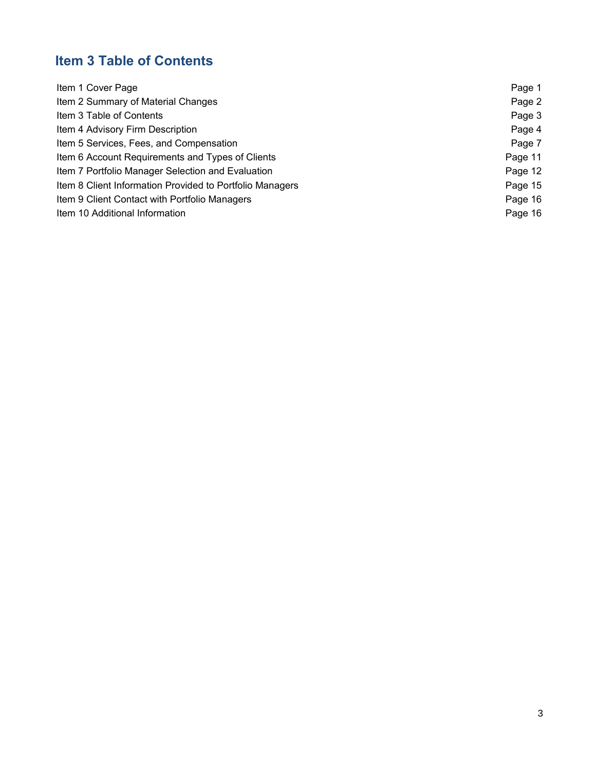## Item 3 Table of Contents

| | |
|---|---|
| Item 1 Cover Page | Page 1 |
| Item 2 Summary of Material Changes | Page 2 |
| Item 3 Table of Contents | Page 3 |
| Item 4 Advisory Firm Description | Page 4 |
| Item 5 Services, Fees, and Compensation | Page 7 |
| Item 6 Account Requirements and Types of Clients | Page 11 |
| Item 7 Portfolio Manager Selection and Evaluation | Page 12 |
| Item 8 Client Information Provided to Portfolio Managers | Page 15 |
| Item 9 Client Contact with Portfolio Managers | Page 16 |
| Item 10 Additional Information | Page 16 |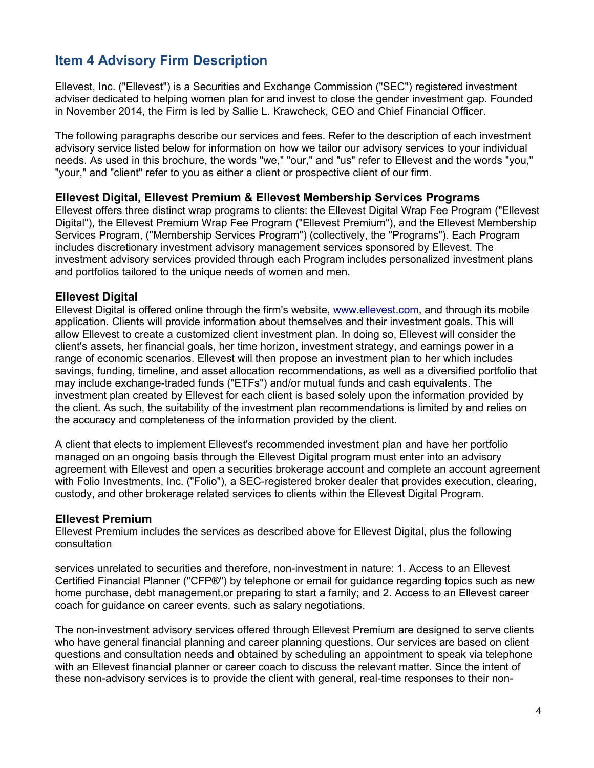## Item 4 Advisory Firm Description

Ellevest, Inc. ("Ellevest") is a Securities and Exchange Commission ("SEC") registered investment adviser dedicated to helping women plan for and invest to close the gender investment gap. Founded in November 2014, the Firm is led by Sallie L. Krawcheck, CEO and Chief Financial Officer.

The following paragraphs describe our services and fees. Refer to the description of each investment advisory service listed below for information on how we tailor our advisory services to your individual needs. As used in this brochure, the words "we," "our," and "us" refer to Ellevest and the words "you," "your," and "client" refer to you as either a client or prospective client of our firm.

### Ellevest Digital, Ellevest Premium & Ellevest Membership Services Programs

Ellevest offers three distinct wrap programs to clients: the Ellevest Digital Wrap Fee Program ("Ellevest Digital"), the Ellevest Premium Wrap Fee Program ("Ellevest Premium"), and the Ellevest Membership Services Program, ("Membership Services Program") (collectively, the "Programs"). Each Program includes discretionary investment advisory management services sponsored by Ellevest. The investment advisory services provided through each Program includes personalized investment plans and portfolios tailored to the unique needs of women and men.

### Ellevest Digital

Ellevest Digital is offered online through the firm's website, www.ellevest.com, and through its mobile application. Clients will provide information about themselves and their investment goals. This will allow Ellevest to create a customized client investment plan. In doing so, Ellevest will consider the client's assets, her financial goals, her time horizon, investment strategy, and earnings power in a range of economic scenarios. Ellevest will then propose an investment plan to her which includes savings, funding, timeline, and asset allocation recommendations, as well as a diversified portfolio that may include exchange-traded funds ("ETFs") and/or mutual funds and cash equivalents. The investment plan created by Ellevest for each client is based solely upon the information provided by the client. As such, the suitability of the investment plan recommendations is limited by and relies on the accuracy and completeness of the information provided by the client.

A client that elects to implement Ellevest's recommended investment plan and have her portfolio managed on an ongoing basis through the Ellevest Digital program must enter into an advisory agreement with Ellevest and open a securities brokerage account and complete an account agreement with Folio Investments, Inc. ("Folio"), a SEC-registered broker dealer that provides execution, clearing, custody, and other brokerage related services to clients within the Ellevest Digital Program.

### Ellevest Premium

Ellevest Premium includes the services as described above for Ellevest Digital, plus the following consultation

services unrelated to securities and therefore, non-investment in nature: 1. Access to an Ellevest Certified Financial Planner ("CFP®") by telephone or email for guidance regarding topics such as new home purchase, debt management,or preparing to start a family; and 2. Access to an Ellevest career coach for guidance on career events, such as salary negotiations.

The non-investment advisory services offered through Ellevest Premium are designed to serve clients who have general financial planning and career planning questions. Our services are based on client questions and consultation needs and obtained by scheduling an appointment to speak via telephone with an Ellevest financial planner or career coach to discuss the relevant matter. Since the intent of these non-advisory services is to provide the client with general, real-time responses to their non-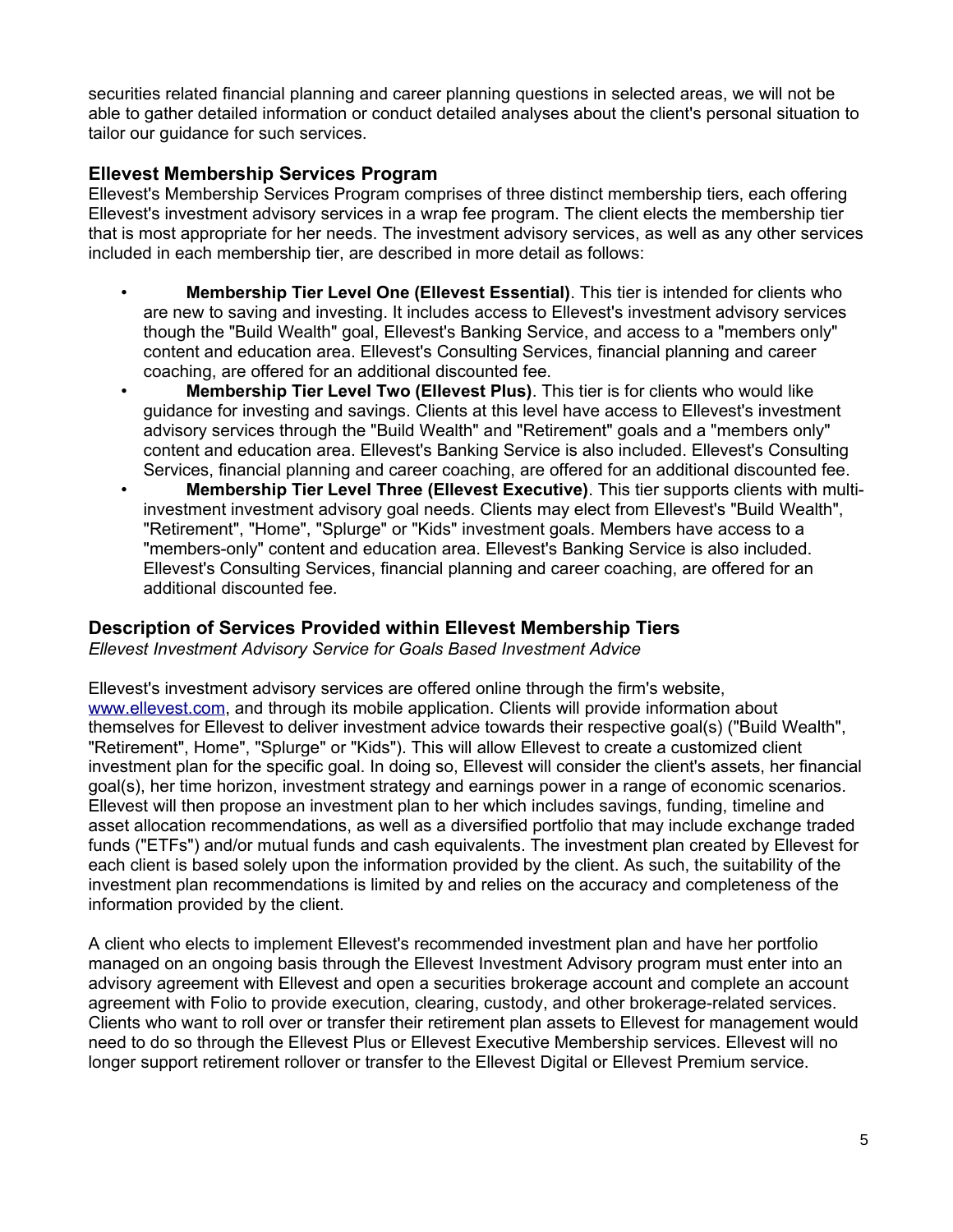securities related financial planning and career planning questions in selected areas, we will not be able to gather detailed information or conduct detailed analyses about the client's personal situation to tailor our guidance for such services.

### Ellevest Membership Services Program

Ellevest's Membership Services Program comprises of three distinct membership tiers, each offering Ellevest's investment advisory services in a wrap fee program. The client elects the membership tier that is most appropriate for her needs. The investment advisory services, as well as any other services included in each membership tier, are described in more detail as follows:

- **Membership Tier Level One (Ellevest Essential)**. This tier is intended for clients who are new to saving and investing. It includes access to Ellevest's investment advisory services though the "Build Wealth" goal, Ellevest's Banking Service, and access to a "members only" content and education area. Ellevest's Consulting Services, financial planning and career coaching, are offered for an additional discounted fee.
- **Membership Tier Level Two (Ellevest Plus)**. This tier is for clients who would like guidance for investing and savings. Clients at this level have access to Ellevest's investment advisory services through the "Build Wealth" and "Retirement" goals and a "members only" content and education area. Ellevest's Banking Service is also included. Ellevest's Consulting Services, financial planning and career coaching, are offered for an additional discounted fee.
- **Membership Tier Level Three (Ellevest Executive)**. This tier supports clients with multi-investment investment advisory goal needs. Clients may elect from Ellevest's "Build Wealth", "Retirement", "Home", "Splurge" or "Kids" investment goals. Members have access to a "members-only" content and education area. Ellevest's Banking Service is also included. Ellevest's Consulting Services, financial planning and career coaching, are offered for an additional discounted fee.

### Description of Services Provided within Ellevest Membership Tiers

*Ellevest Investment Advisory Service for Goals Based Investment Advice*

Ellevest's investment advisory services are offered online through the firm's website, www.ellevest.com, and through its mobile application. Clients will provide information about themselves for Ellevest to deliver investment advice towards their respective goal(s) ("Build Wealth", "Retirement", Home", "Splurge" or "Kids"). This will allow Ellevest to create a customized client investment plan for the specific goal. In doing so, Ellevest will consider the client's assets, her financial goal(s), her time horizon, investment strategy and earnings power in a range of economic scenarios. Ellevest will then propose an investment plan to her which includes savings, funding, timeline and asset allocation recommendations, as well as a diversified portfolio that may include exchange traded funds ("ETFs") and/or mutual funds and cash equivalents. The investment plan created by Ellevest for each client is based solely upon the information provided by the client. As such, the suitability of the investment plan recommendations is limited by and relies on the accuracy and completeness of the information provided by the client.

A client who elects to implement Ellevest's recommended investment plan and have her portfolio managed on an ongoing basis through the Ellevest Investment Advisory program must enter into an advisory agreement with Ellevest and open a securities brokerage account and complete an account agreement with Folio to provide execution, clearing, custody, and other brokerage-related services. Clients who want to roll over or transfer their retirement plan assets to Ellevest for management would need to do so through the Ellevest Plus or Ellevest Executive Membership services. Ellevest will no longer support retirement rollover or transfer to the Ellevest Digital or Ellevest Premium service.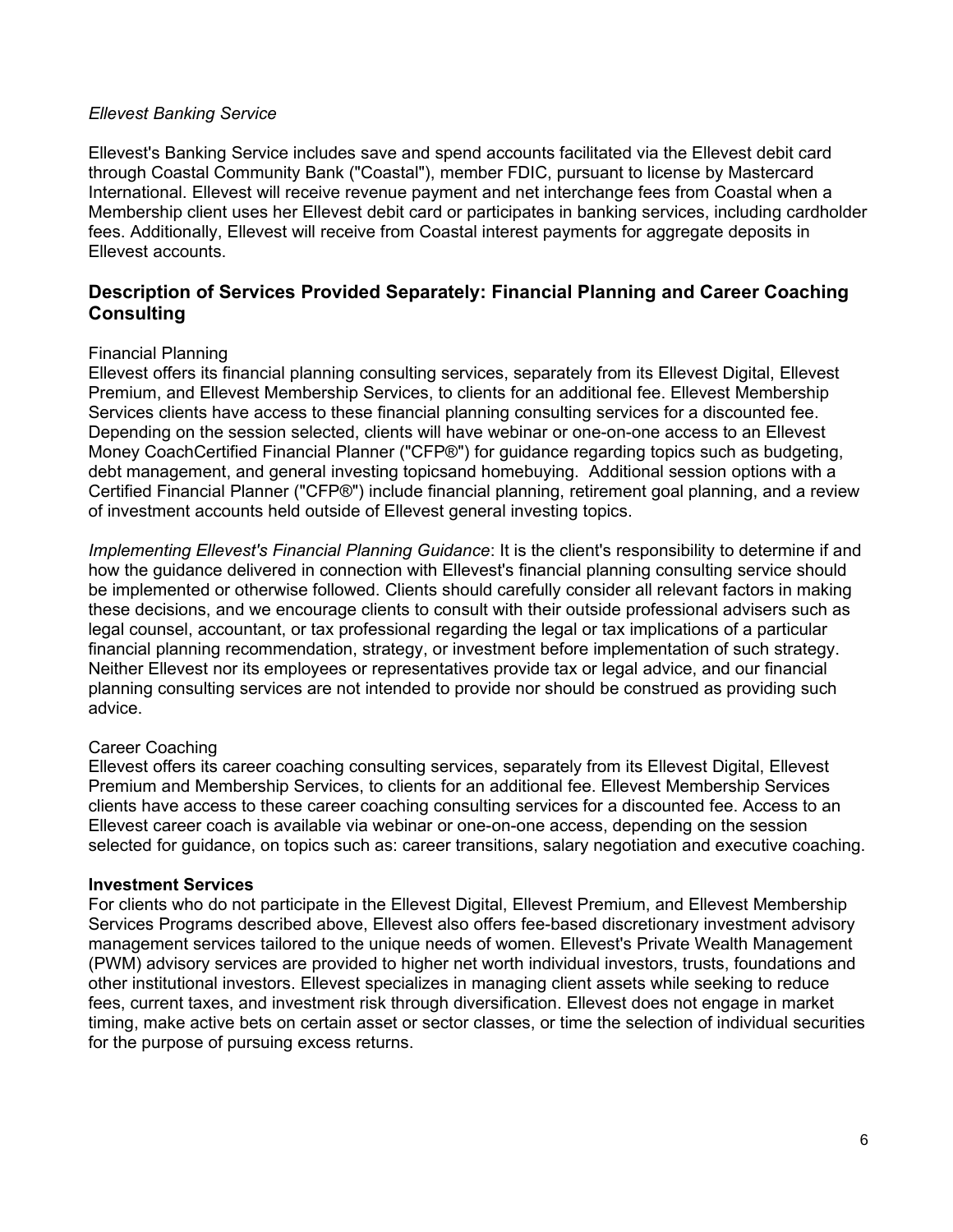*Ellevest Banking Service*

Ellevest's Banking Service includes save and spend accounts facilitated via the Ellevest debit card through Coastal Community Bank ("Coastal"), member FDIC, pursuant to license by Mastercard International. Ellevest will receive revenue payment and net interchange fees from Coastal when a Membership client uses her Ellevest debit card or participates in banking services, including cardholder fees. Additionally, Ellevest will receive from Coastal interest payments for aggregate deposits in Ellevest accounts.

## Description of Services Provided Separately: Financial Planning and Career Coaching Consulting

Financial Planning
Ellevest offers its financial planning consulting services, separately from its Ellevest Digital, Ellevest Premium, and Ellevest Membership Services, to clients for an additional fee. Ellevest Membership Services clients have access to these financial planning consulting services for a discounted fee. Depending on the session selected, clients will have webinar or one-on-one access to an Ellevest Money CoachCertified Financial Planner ("CFP®") for guidance regarding topics such as budgeting, debt management, and general investing topicsand homebuying. Additional session options with a Certified Financial Planner ("CFP®") include financial planning, retirement goal planning, and a review of investment accounts held outside of Ellevest general investing topics.

*Implementing Ellevest's Financial Planning Guidance*: It is the client's responsibility to determine if and how the guidance delivered in connection with Ellevest's financial planning consulting service should be implemented or otherwise followed. Clients should carefully consider all relevant factors in making these decisions, and we encourage clients to consult with their outside professional advisers such as legal counsel, accountant, or tax professional regarding the legal or tax implications of a particular financial planning recommendation, strategy, or investment before implementation of such strategy. Neither Ellevest nor its employees or representatives provide tax or legal advice, and our financial planning consulting services are not intended to provide nor should be construed as providing such advice.

Career Coaching
Ellevest offers its career coaching consulting services, separately from its Ellevest Digital, Ellevest Premium and Membership Services, to clients for an additional fee. Ellevest Membership Services clients have access to these career coaching consulting services for a discounted fee. Access to an Ellevest career coach is available via webinar or one-on-one access, depending on the session selected for guidance, on topics such as: career transitions, salary negotiation and executive coaching.

**Investment Services**
For clients who do not participate in the Ellevest Digital, Ellevest Premium, and Ellevest Membership Services Programs described above, Ellevest also offers fee-based discretionary investment advisory management services tailored to the unique needs of women. Ellevest's Private Wealth Management (PWM) advisory services are provided to higher net worth individual investors, trusts, foundations and other institutional investors. Ellevest specializes in managing client assets while seeking to reduce fees, current taxes, and investment risk through diversification. Ellevest does not engage in market timing, make active bets on certain asset or sector classes, or time the selection of individual securities for the purpose of pursuing excess returns.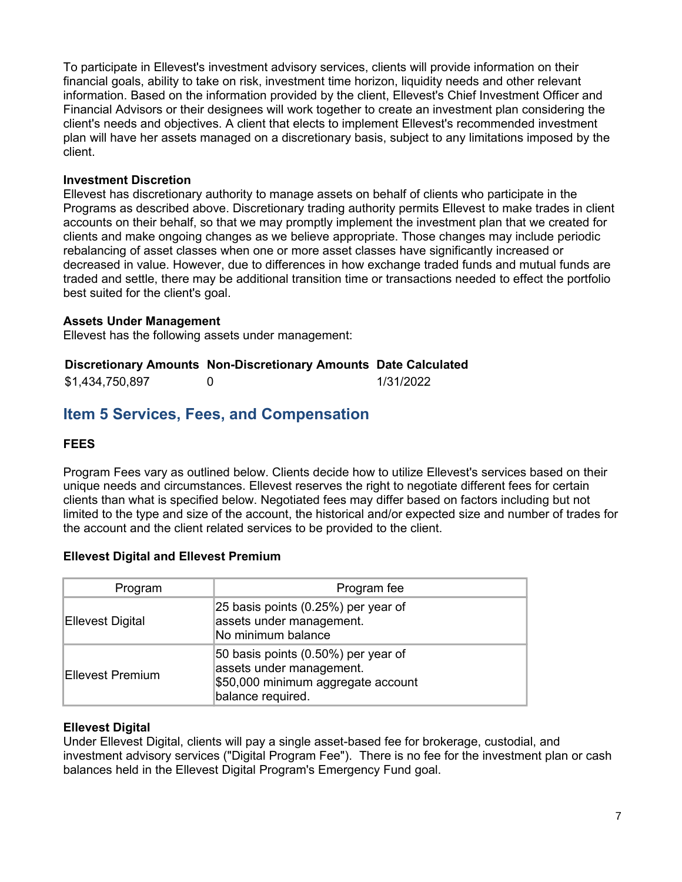To participate in Ellevest's investment advisory services, clients will provide information on their financial goals, ability to take on risk, investment time horizon, liquidity needs and other relevant information. Based on the information provided by the client, Ellevest's Chief Investment Officer and Financial Advisors or their designees will work together to create an investment plan considering the client's needs and objectives. A client that elects to implement Ellevest's recommended investment plan will have her assets managed on a discretionary basis, subject to any limitations imposed by the client.

**Investment Discretion**
Ellevest has discretionary authority to manage assets on behalf of clients who participate in the Programs as described above. Discretionary trading authority permits Ellevest to make trades in client accounts on their behalf, so that we may promptly implement the investment plan that we created for clients and make ongoing changes as we believe appropriate. Those changes may include periodic rebalancing of asset classes when one or more asset classes have significantly increased or decreased in value. However, due to differences in how exchange traded funds and mutual funds are traded and settle, there may be additional transition time or transactions needed to effect the portfolio best suited for the client's goal.

**Assets Under Management**
Ellevest has the following assets under management:

| Discretionary Amounts | Non-Discretionary Amounts | Date Calculated |
|---|---|---|
| $1,434,750,897 | 0 | 1/31/2022 |

## Item 5 Services, Fees, and Compensation

**FEES**

Program Fees vary as outlined below. Clients decide how to utilize Ellevest's services based on their unique needs and circumstances. Ellevest reserves the right to negotiate different fees for certain clients than what is specified below. Negotiated fees may differ based on factors including but not limited to the type and size of the account, the historical and/or expected size and number of trades for the account and the client related services to be provided to the client.

**Ellevest Digital and Ellevest Premium**

| Program | Program fee |
|---|---|
| Ellevest Digital | 25 basis points (0.25%) per year of assets under management. No minimum balance |
| Ellevest Premium | 50 basis points (0.50%) per year of assets under management. $50,000 minimum aggregate account balance required. |

**Ellevest Digital**
Under Ellevest Digital, clients will pay a single asset-based fee for brokerage, custodial, and investment advisory services ("Digital Program Fee"). There is no fee for the investment plan or cash balances held in the Ellevest Digital Program's Emergency Fund goal.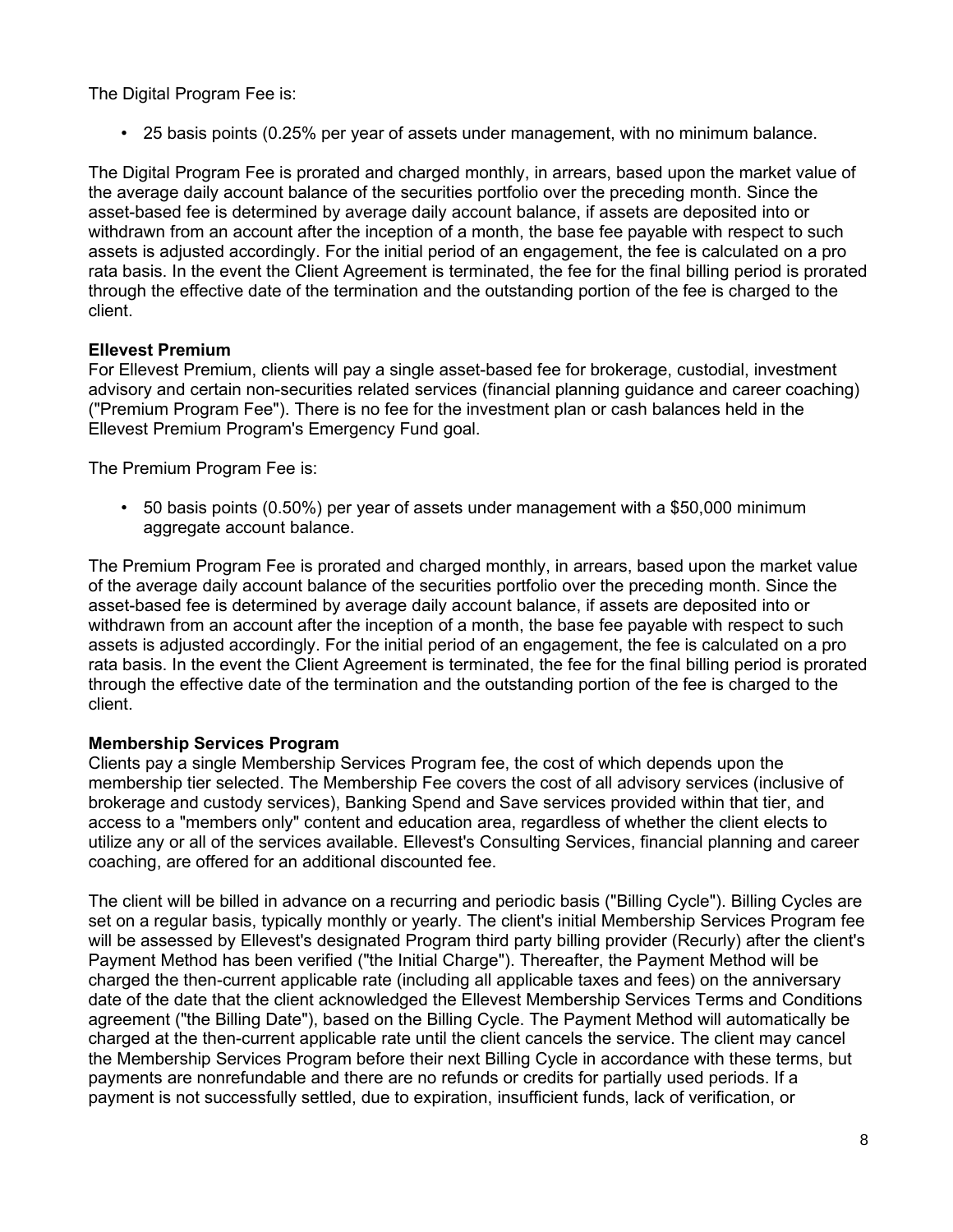The Digital Program Fee is:

- 25 basis points (0.25% per year of assets under management, with no minimum balance.

The Digital Program Fee is prorated and charged monthly, in arrears, based upon the market value of the average daily account balance of the securities portfolio over the preceding month. Since the asset-based fee is determined by average daily account balance, if assets are deposited into or withdrawn from an account after the inception of a month, the base fee payable with respect to such assets is adjusted accordingly. For the initial period of an engagement, the fee is calculated on a pro rata basis. In the event the Client Agreement is terminated, the fee for the final billing period is prorated through the effective date of the termination and the outstanding portion of the fee is charged to the client.

**Ellevest Premium**
For Ellevest Premium, clients will pay a single asset-based fee for brokerage, custodial, investment advisory and certain non-securities related services (financial planning guidance and career coaching) ("Premium Program Fee"). There is no fee for the investment plan or cash balances held in the Ellevest Premium Program's Emergency Fund goal.

The Premium Program Fee is:

- 50 basis points (0.50%) per year of assets under management with a $50,000 minimum aggregate account balance.

The Premium Program Fee is prorated and charged monthly, in arrears, based upon the market value of the average daily account balance of the securities portfolio over the preceding month. Since the asset-based fee is determined by average daily account balance, if assets are deposited into or withdrawn from an account after the inception of a month, the base fee payable with respect to such assets is adjusted accordingly. For the initial period of an engagement, the fee is calculated on a pro rata basis. In the event the Client Agreement is terminated, the fee for the final billing period is prorated through the effective date of the termination and the outstanding portion of the fee is charged to the client.

**Membership Services Program**
Clients pay a single Membership Services Program fee, the cost of which depends upon the membership tier selected. The Membership Fee covers the cost of all advisory services (inclusive of brokerage and custody services), Banking Spend and Save services provided within that tier, and access to a "members only" content and education area, regardless of whether the client elects to utilize any or all of the services available. Ellevest's Consulting Services, financial planning and career coaching, are offered for an additional discounted fee.

The client will be billed in advance on a recurring and periodic basis ("Billing Cycle"). Billing Cycles are set on a regular basis, typically monthly or yearly. The client's initial Membership Services Program fee will be assessed by Ellevest's designated Program third party billing provider (Recurly) after the client's Payment Method has been verified ("the Initial Charge"). Thereafter, the Payment Method will be charged the then-current applicable rate (including all applicable taxes and fees) on the anniversary date of the date that the client acknowledged the Ellevest Membership Services Terms and Conditions agreement ("the Billing Date"), based on the Billing Cycle. The Payment Method will automatically be charged at the then-current applicable rate until the client cancels the service. The client may cancel the Membership Services Program before their next Billing Cycle in accordance with these terms, but payments are nonrefundable and there are no refunds or credits for partially used periods. If a payment is not successfully settled, due to expiration, insufficient funds, lack of verification, or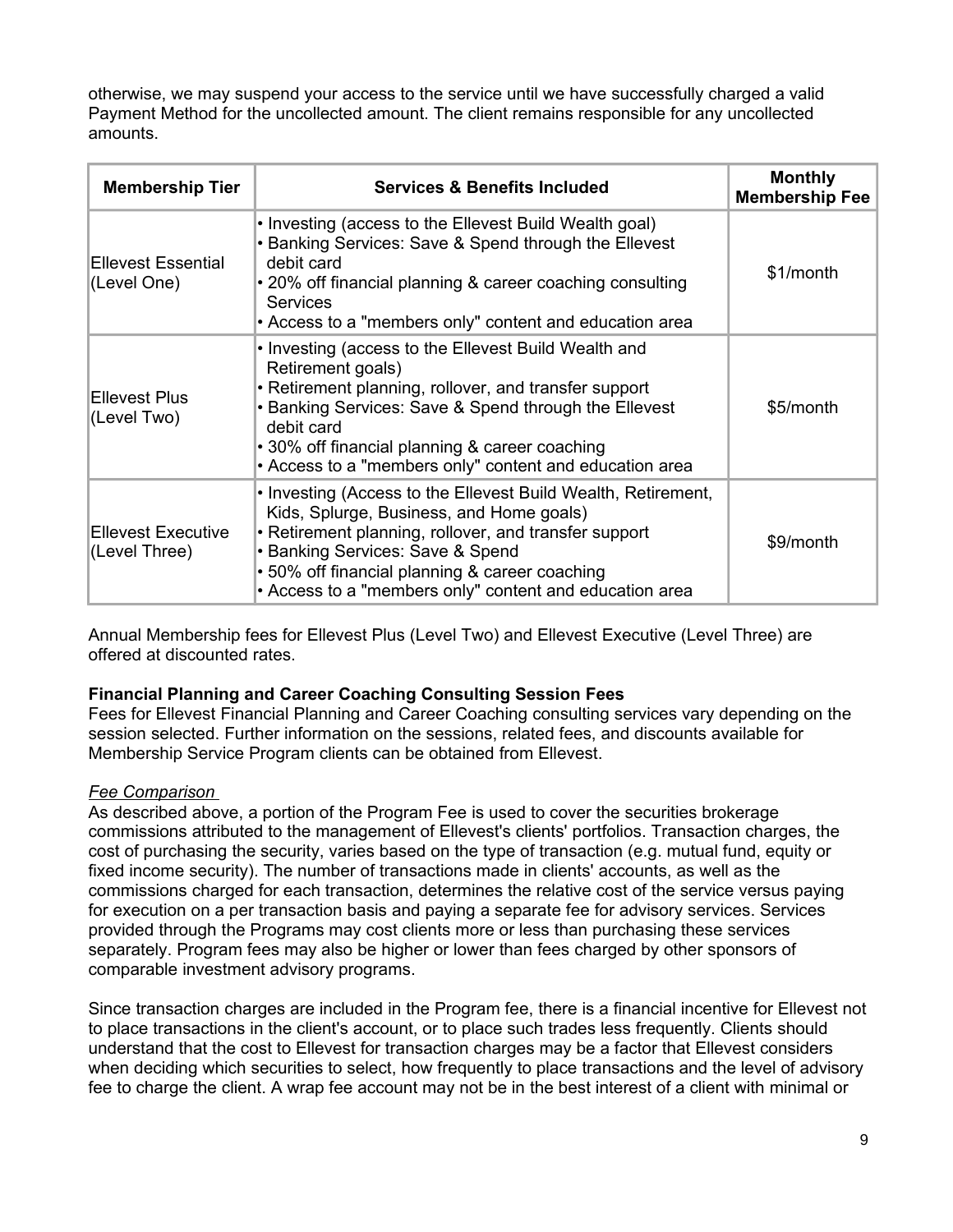otherwise, we may suspend your access to the service until we have successfully charged a valid Payment Method for the uncollected amount. The client remains responsible for any uncollected amounts.

| Membership Tier | Services & Benefits Included | Monthly Membership Fee |
|---|---|---|
| Ellevest Essential (Level One) | • Investing (access to the Ellevest Build Wealth goal)<br>• Banking Services: Save & Spend through the Ellevest debit card<br>• 20% off financial planning & career coaching consulting Services<br>• Access to a "members only" content and education area | $1/month |
| Ellevest Plus (Level Two) | • Investing (access to the Ellevest Build Wealth and Retirement goals)<br>• Retirement planning, rollover, and transfer support<br>• Banking Services: Save & Spend through the Ellevest debit card<br>• 30% off financial planning & career coaching<br>• Access to a "members only" content and education area | $5/month |
| Ellevest Executive (Level Three) | • Investing (Access to the Ellevest Build Wealth, Retirement, Kids, Splurge, Business, and Home goals)<br>• Retirement planning, rollover, and transfer support<br>• Banking Services: Save & Spend<br>• 50% off financial planning & career coaching<br>• Access to a "members only" content and education area | $9/month |

Annual Membership fees for Ellevest Plus (Level Two) and Ellevest Executive (Level Three) are offered at discounted rates.

**Financial Planning and Career Coaching Consulting Session Fees**

Fees for Ellevest Financial Planning and Career Coaching consulting services vary depending on the session selected. Further information on the sessions, related fees, and discounts available for Membership Service Program clients can be obtained from Ellevest.

*Fee Comparison*

As described above, a portion of the Program Fee is used to cover the securities brokerage commissions attributed to the management of Ellevest's clients' portfolios. Transaction charges, the cost of purchasing the security, varies based on the type of transaction (e.g. mutual fund, equity or fixed income security). The number of transactions made in clients' accounts, as well as the commissions charged for each transaction, determines the relative cost of the service versus paying for execution on a per transaction basis and paying a separate fee for advisory services. Services provided through the Programs may cost clients more or less than purchasing these services separately. Program fees may also be higher or lower than fees charged by other sponsors of comparable investment advisory programs.

Since transaction charges are included in the Program fee, there is a financial incentive for Ellevest not to place transactions in the client's account, or to place such trades less frequently. Clients should understand that the cost to Ellevest for transaction charges may be a factor that Ellevest considers when deciding which securities to select, how frequently to place transactions and the level of advisory fee to charge the client. A wrap fee account may not be in the best interest of a client with minimal or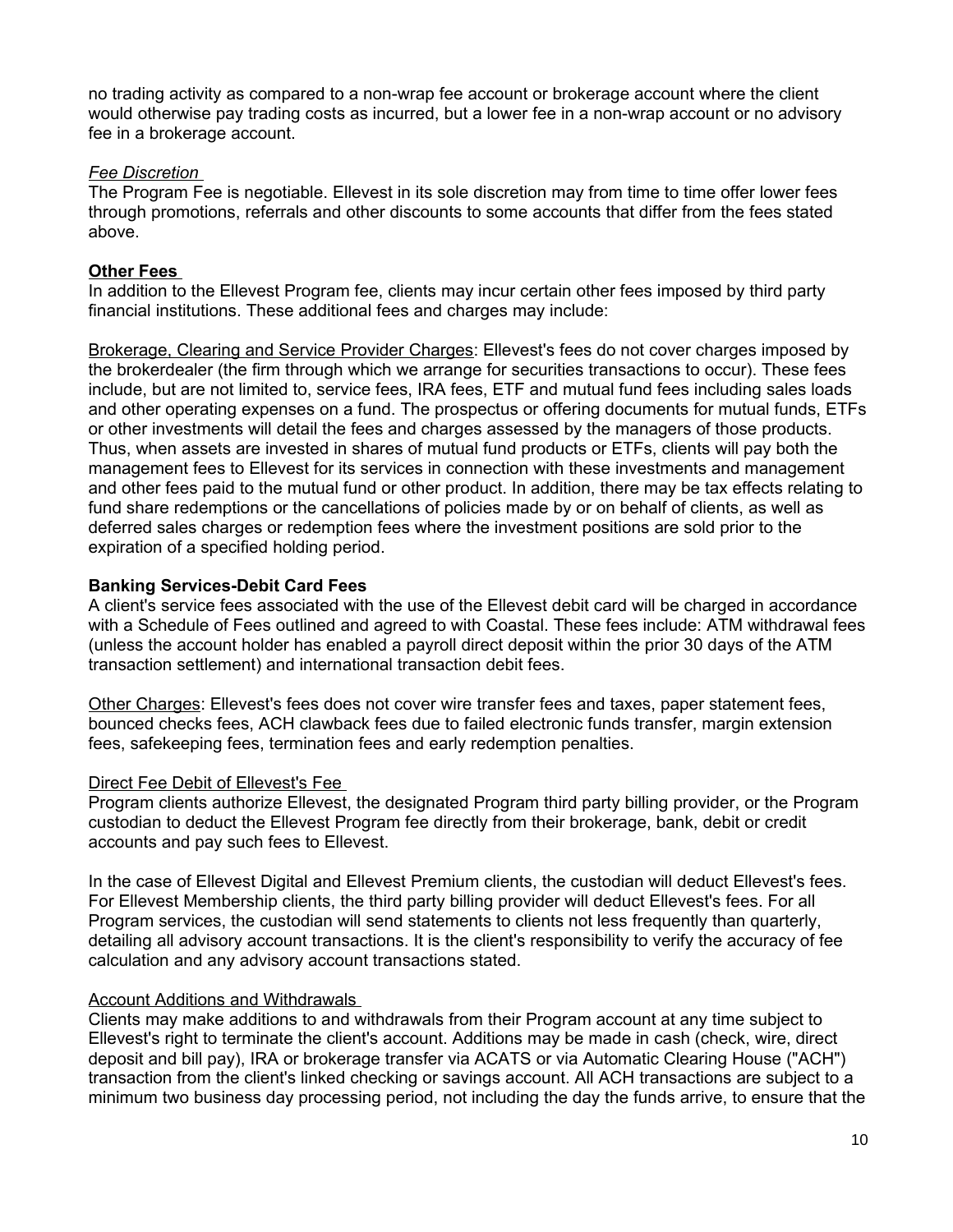no trading activity as compared to a non-wrap fee account or brokerage account where the client would otherwise pay trading costs as incurred, but a lower fee in a non-wrap account or no advisory fee in a brokerage account.

*Fee Discretion*

The Program Fee is negotiable. Ellevest in its sole discretion may from time to time offer lower fees through promotions, referrals and other discounts to some accounts that differ from the fees stated above.

**Other Fees**

In addition to the Ellevest Program fee, clients may incur certain other fees imposed by third party financial institutions. These additional fees and charges may include:

Brokerage, Clearing and Service Provider Charges: Ellevest's fees do not cover charges imposed by the brokerdealer (the firm through which we arrange for securities transactions to occur). These fees include, but are not limited to, service fees, IRA fees, ETF and mutual fund fees including sales loads and other operating expenses on a fund. The prospectus or offering documents for mutual funds, ETFs or other investments will detail the fees and charges assessed by the managers of those products. Thus, when assets are invested in shares of mutual fund products or ETFs, clients will pay both the management fees to Ellevest for its services in connection with these investments and management and other fees paid to the mutual fund or other product. In addition, there may be tax effects relating to fund share redemptions or the cancellations of policies made by or on behalf of clients, as well as deferred sales charges or redemption fees where the investment positions are sold prior to the expiration of a specified holding period.

**Banking Services-Debit Card Fees**

A client's service fees associated with the use of the Ellevest debit card will be charged in accordance with a Schedule of Fees outlined and agreed to with Coastal. These fees include: ATM withdrawal fees (unless the account holder has enabled a payroll direct deposit within the prior 30 days of the ATM transaction settlement) and international transaction debit fees.

Other Charges: Ellevest's fees does not cover wire transfer fees and taxes, paper statement fees, bounced checks fees, ACH clawback fees due to failed electronic funds transfer, margin extension fees, safekeeping fees, termination fees and early redemption penalties.

Direct Fee Debit of Ellevest's Fee

Program clients authorize Ellevest, the designated Program third party billing provider, or the Program custodian to deduct the Ellevest Program fee directly from their brokerage, bank, debit or credit accounts and pay such fees to Ellevest.

In the case of Ellevest Digital and Ellevest Premium clients, the custodian will deduct Ellevest's fees. For Ellevest Membership clients, the third party billing provider will deduct Ellevest's fees. For all Program services, the custodian will send statements to clients not less frequently than quarterly, detailing all advisory account transactions. It is the client's responsibility to verify the accuracy of fee calculation and any advisory account transactions stated.

Account Additions and Withdrawals

Clients may make additions to and withdrawals from their Program account at any time subject to Ellevest's right to terminate the client's account. Additions may be made in cash (check, wire, direct deposit and bill pay), IRA or brokerage transfer via ACATS or via Automatic Clearing House ("ACH") transaction from the client's linked checking or savings account. All ACH transactions are subject to a minimum two business day processing period, not including the day the funds arrive, to ensure that the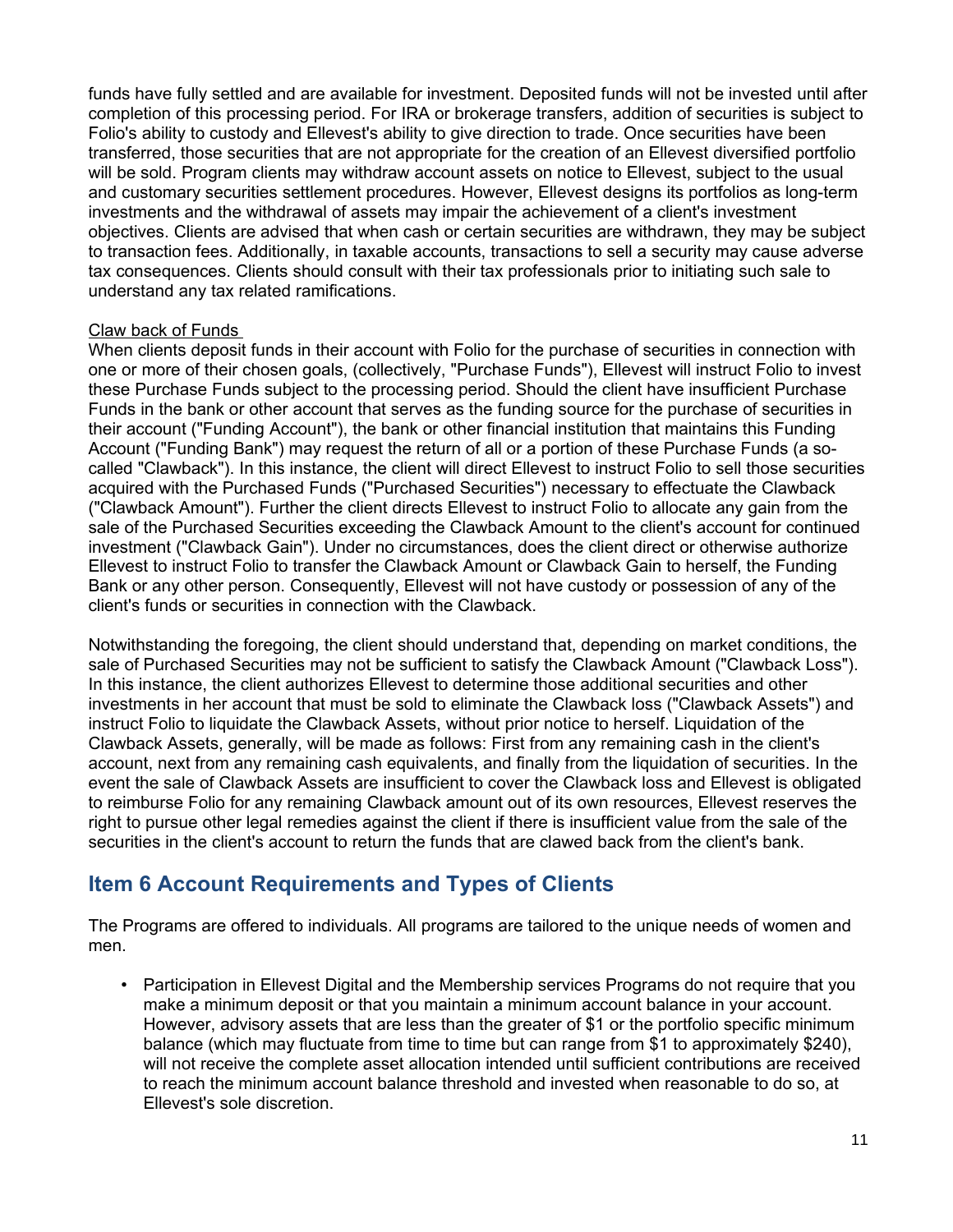funds have fully settled and are available for investment. Deposited funds will not be invested until after completion of this processing period. For IRA or brokerage transfers, addition of securities is subject to Folio's ability to custody and Ellevest's ability to give direction to trade. Once securities have been transferred, those securities that are not appropriate for the creation of an Ellevest diversified portfolio will be sold. Program clients may withdraw account assets on notice to Ellevest, subject to the usual and customary securities settlement procedures. However, Ellevest designs its portfolios as long-term investments and the withdrawal of assets may impair the achievement of a client's investment objectives. Clients are advised that when cash or certain securities are withdrawn, they may be subject to transaction fees. Additionally, in taxable accounts, transactions to sell a security may cause adverse tax consequences. Clients should consult with their tax professionals prior to initiating such sale to understand any tax related ramifications.

Claw back of Funds

When clients deposit funds in their account with Folio for the purchase of securities in connection with one or more of their chosen goals, (collectively, "Purchase Funds"), Ellevest will instruct Folio to invest these Purchase Funds subject to the processing period. Should the client have insufficient Purchase Funds in the bank or other account that serves as the funding source for the purchase of securities in their account ("Funding Account"), the bank or other financial institution that maintains this Funding Account ("Funding Bank") may request the return of all or a portion of these Purchase Funds (a so-called "Clawback"). In this instance, the client will direct Ellevest to instruct Folio to sell those securities acquired with the Purchased Funds ("Purchased Securities") necessary to effectuate the Clawback ("Clawback Amount"). Further the client directs Ellevest to instruct Folio to allocate any gain from the sale of the Purchased Securities exceeding the Clawback Amount to the client's account for continued investment ("Clawback Gain"). Under no circumstances, does the client direct or otherwise authorize Ellevest to instruct Folio to transfer the Clawback Amount or Clawback Gain to herself, the Funding Bank or any other person. Consequently, Ellevest will not have custody or possession of any of the client's funds or securities in connection with the Clawback.

Notwithstanding the foregoing, the client should understand that, depending on market conditions, the sale of Purchased Securities may not be sufficient to satisfy the Clawback Amount ("Clawback Loss"). In this instance, the client authorizes Ellevest to determine those additional securities and other investments in her account that must be sold to eliminate the Clawback loss ("Clawback Assets") and instruct Folio to liquidate the Clawback Assets, without prior notice to herself. Liquidation of the Clawback Assets, generally, will be made as follows: First from any remaining cash in the client's account, next from any remaining cash equivalents, and finally from the liquidation of securities. In the event the sale of Clawback Assets are insufficient to cover the Clawback loss and Ellevest is obligated to reimburse Folio for any remaining Clawback amount out of its own resources, Ellevest reserves the right to pursue other legal remedies against the client if there is insufficient value from the sale of the securities in the client's account to return the funds that are clawed back from the client's bank.

## Item 6 Account Requirements and Types of Clients

The Programs are offered to individuals. All programs are tailored to the unique needs of women and men.

- Participation in Ellevest Digital and the Membership services Programs do not require that you make a minimum deposit or that you maintain a minimum account balance in your account. However, advisory assets that are less than the greater of $1 or the portfolio specific minimum balance (which may fluctuate from time to time but can range from $1 to approximately $240), will not receive the complete asset allocation intended until sufficient contributions are received to reach the minimum account balance threshold and invested when reasonable to do so, at Ellevest's sole discretion.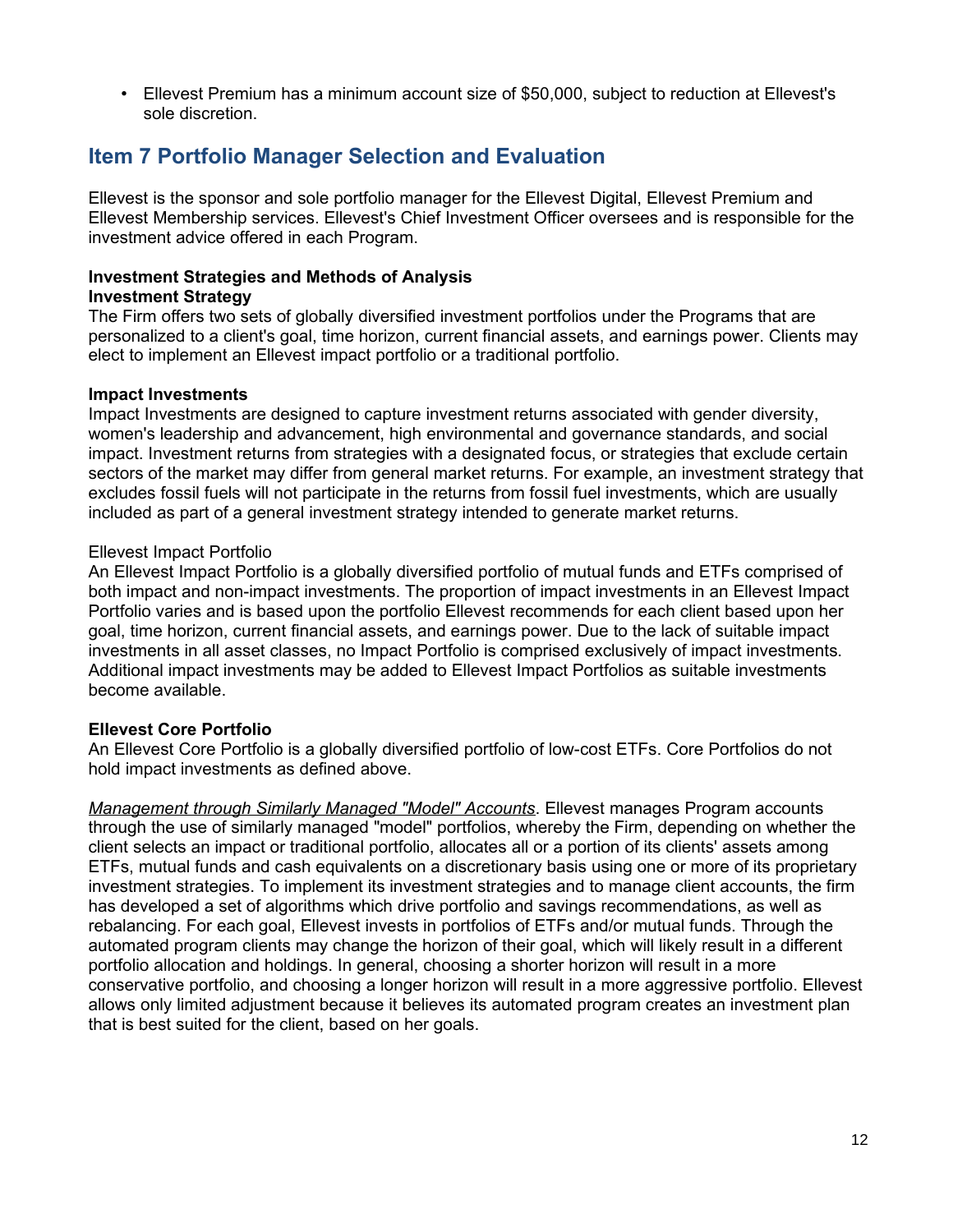- Ellevest Premium has a minimum account size of $50,000, subject to reduction at Ellevest's sole discretion.

## Item 7 Portfolio Manager Selection and Evaluation

Ellevest is the sponsor and sole portfolio manager for the Ellevest Digital, Ellevest Premium and Ellevest Membership services. Ellevest's Chief Investment Officer oversees and is responsible for the investment advice offered in each Program.

**Investment Strategies and Methods of Analysis**
**Investment Strategy**
The Firm offers two sets of globally diversified investment portfolios under the Programs that are personalized to a client's goal, time horizon, current financial assets, and earnings power. Clients may elect to implement an Ellevest impact portfolio or a traditional portfolio.

**Impact Investments**
Impact Investments are designed to capture investment returns associated with gender diversity, women's leadership and advancement, high environmental and governance standards, and social impact. Investment returns from strategies with a designated focus, or strategies that exclude certain sectors of the market may differ from general market returns. For example, an investment strategy that excludes fossil fuels will not participate in the returns from fossil fuel investments, which are usually included as part of a general investment strategy intended to generate market returns.

Ellevest Impact Portfolio
An Ellevest Impact Portfolio is a globally diversified portfolio of mutual funds and ETFs comprised of both impact and non-impact investments. The proportion of impact investments in an Ellevest Impact Portfolio varies and is based upon the portfolio Ellevest recommends for each client based upon her goal, time horizon, current financial assets, and earnings power. Due to the lack of suitable impact investments in all asset classes, no Impact Portfolio is comprised exclusively of impact investments. Additional impact investments may be added to Ellevest Impact Portfolios as suitable investments become available.

**Ellevest Core Portfolio**
An Ellevest Core Portfolio is a globally diversified portfolio of low-cost ETFs. Core Portfolios do not hold impact investments as defined above.

*Management through Similarly Managed "Model" Accounts*. Ellevest manages Program accounts through the use of similarly managed "model" portfolios, whereby the Firm, depending on whether the client selects an impact or traditional portfolio, allocates all or a portion of its clients' assets among ETFs, mutual funds and cash equivalents on a discretionary basis using one or more of its proprietary investment strategies. To implement its investment strategies and to manage client accounts, the firm has developed a set of algorithms which drive portfolio and savings recommendations, as well as rebalancing. For each goal, Ellevest invests in portfolios of ETFs and/or mutual funds. Through the automated program clients may change the horizon of their goal, which will likely result in a different portfolio allocation and holdings. In general, choosing a shorter horizon will result in a more conservative portfolio, and choosing a longer horizon will result in a more aggressive portfolio. Ellevest allows only limited adjustment because it believes its automated program creates an investment plan that is best suited for the client, based on her goals.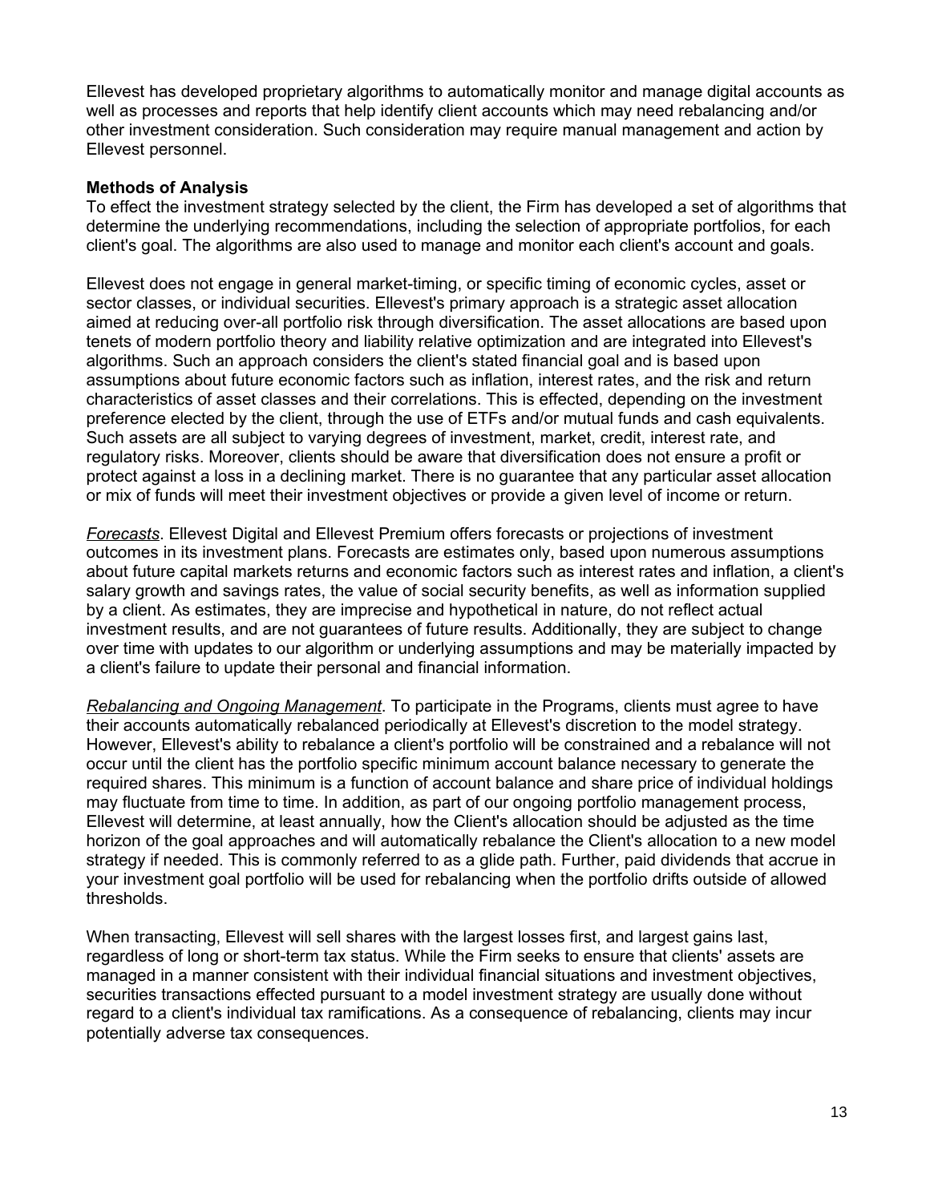Ellevest has developed proprietary algorithms to automatically monitor and manage digital accounts as well as processes and reports that help identify client accounts which may need rebalancing and/or other investment consideration. Such consideration may require manual management and action by Ellevest personnel.

**Methods of Analysis**

To effect the investment strategy selected by the client, the Firm has developed a set of algorithms that determine the underlying recommendations, including the selection of appropriate portfolios, for each client's goal. The algorithms are also used to manage and monitor each client's account and goals.

Ellevest does not engage in general market-timing, or specific timing of economic cycles, asset or sector classes, or individual securities. Ellevest's primary approach is a strategic asset allocation aimed at reducing over-all portfolio risk through diversification. The asset allocations are based upon tenets of modern portfolio theory and liability relative optimization and are integrated into Ellevest's algorithms. Such an approach considers the client's stated financial goal and is based upon assumptions about future economic factors such as inflation, interest rates, and the risk and return characteristics of asset classes and their correlations. This is effected, depending on the investment preference elected by the client, through the use of ETFs and/or mutual funds and cash equivalents. Such assets are all subject to varying degrees of investment, market, credit, interest rate, and regulatory risks. Moreover, clients should be aware that diversification does not ensure a profit or protect against a loss in a declining market. There is no guarantee that any particular asset allocation or mix of funds will meet their investment objectives or provide a given level of income or return.

*Forecasts*. Ellevest Digital and Ellevest Premium offers forecasts or projections of investment outcomes in its investment plans. Forecasts are estimates only, based upon numerous assumptions about future capital markets returns and economic factors such as interest rates and inflation, a client's salary growth and savings rates, the value of social security benefits, as well as information supplied by a client. As estimates, they are imprecise and hypothetical in nature, do not reflect actual investment results, and are not guarantees of future results. Additionally, they are subject to change over time with updates to our algorithm or underlying assumptions and may be materially impacted by a client's failure to update their personal and financial information.

*Rebalancing and Ongoing Management*. To participate in the Programs, clients must agree to have their accounts automatically rebalanced periodically at Ellevest's discretion to the model strategy. However, Ellevest's ability to rebalance a client's portfolio will be constrained and a rebalance will not occur until the client has the portfolio specific minimum account balance necessary to generate the required shares. This minimum is a function of account balance and share price of individual holdings may fluctuate from time to time. In addition, as part of our ongoing portfolio management process, Ellevest will determine, at least annually, how the Client's allocation should be adjusted as the time horizon of the goal approaches and will automatically rebalance the Client's allocation to a new model strategy if needed. This is commonly referred to as a glide path. Further, paid dividends that accrue in your investment goal portfolio will be used for rebalancing when the portfolio drifts outside of allowed thresholds.

When transacting, Ellevest will sell shares with the largest losses first, and largest gains last, regardless of long or short-term tax status. While the Firm seeks to ensure that clients' assets are managed in a manner consistent with their individual financial situations and investment objectives, securities transactions effected pursuant to a model investment strategy are usually done without regard to a client's individual tax ramifications. As a consequence of rebalancing, clients may incur potentially adverse tax consequences.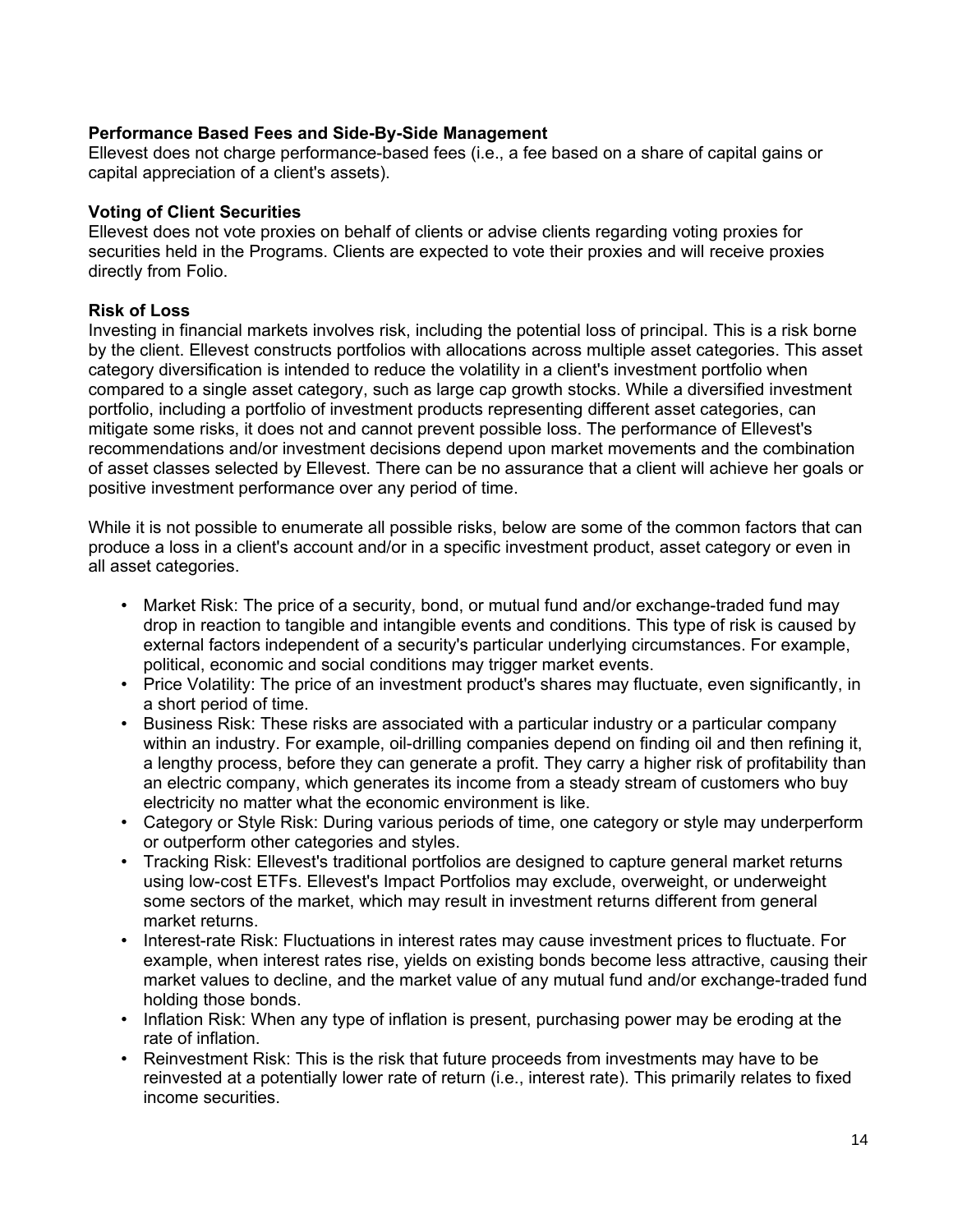**Performance Based Fees and Side-By-Side Management**

Ellevest does not charge performance-based fees (i.e., a fee based on a share of capital gains or capital appreciation of a client's assets).

**Voting of Client Securities**

Ellevest does not vote proxies on behalf of clients or advise clients regarding voting proxies for securities held in the Programs. Clients are expected to vote their proxies and will receive proxies directly from Folio.

**Risk of Loss**

Investing in financial markets involves risk, including the potential loss of principal. This is a risk borne by the client. Ellevest constructs portfolios with allocations across multiple asset categories. This asset category diversification is intended to reduce the volatility in a client's investment portfolio when compared to a single asset category, such as large cap growth stocks. While a diversified investment portfolio, including a portfolio of investment products representing different asset categories, can mitigate some risks, it does not and cannot prevent possible loss. The performance of Ellevest's recommendations and/or investment decisions depend upon market movements and the combination of asset classes selected by Ellevest. There can be no assurance that a client will achieve her goals or positive investment performance over any period of time.

While it is not possible to enumerate all possible risks, below are some of the common factors that can produce a loss in a client's account and/or in a specific investment product, asset category or even in all asset categories.

- Market Risk: The price of a security, bond, or mutual fund and/or exchange-traded fund may drop in reaction to tangible and intangible events and conditions. This type of risk is caused by external factors independent of a security's particular underlying circumstances. For example, political, economic and social conditions may trigger market events.
- Price Volatility: The price of an investment product's shares may fluctuate, even significantly, in a short period of time.
- Business Risk: These risks are associated with a particular industry or a particular company within an industry. For example, oil-drilling companies depend on finding oil and then refining it, a lengthy process, before they can generate a profit. They carry a higher risk of profitability than an electric company, which generates its income from a steady stream of customers who buy electricity no matter what the economic environment is like.
- Category or Style Risk: During various periods of time, one category or style may underperform or outperform other categories and styles.
- Tracking Risk: Ellevest's traditional portfolios are designed to capture general market returns using low-cost ETFs. Ellevest's Impact Portfolios may exclude, overweight, or underweight some sectors of the market, which may result in investment returns different from general market returns.
- Interest-rate Risk: Fluctuations in interest rates may cause investment prices to fluctuate. For example, when interest rates rise, yields on existing bonds become less attractive, causing their market values to decline, and the market value of any mutual fund and/or exchange-traded fund holding those bonds.
- Inflation Risk: When any type of inflation is present, purchasing power may be eroding at the rate of inflation.
- Reinvestment Risk: This is the risk that future proceeds from investments may have to be reinvested at a potentially lower rate of return (i.e., interest rate). This primarily relates to fixed income securities.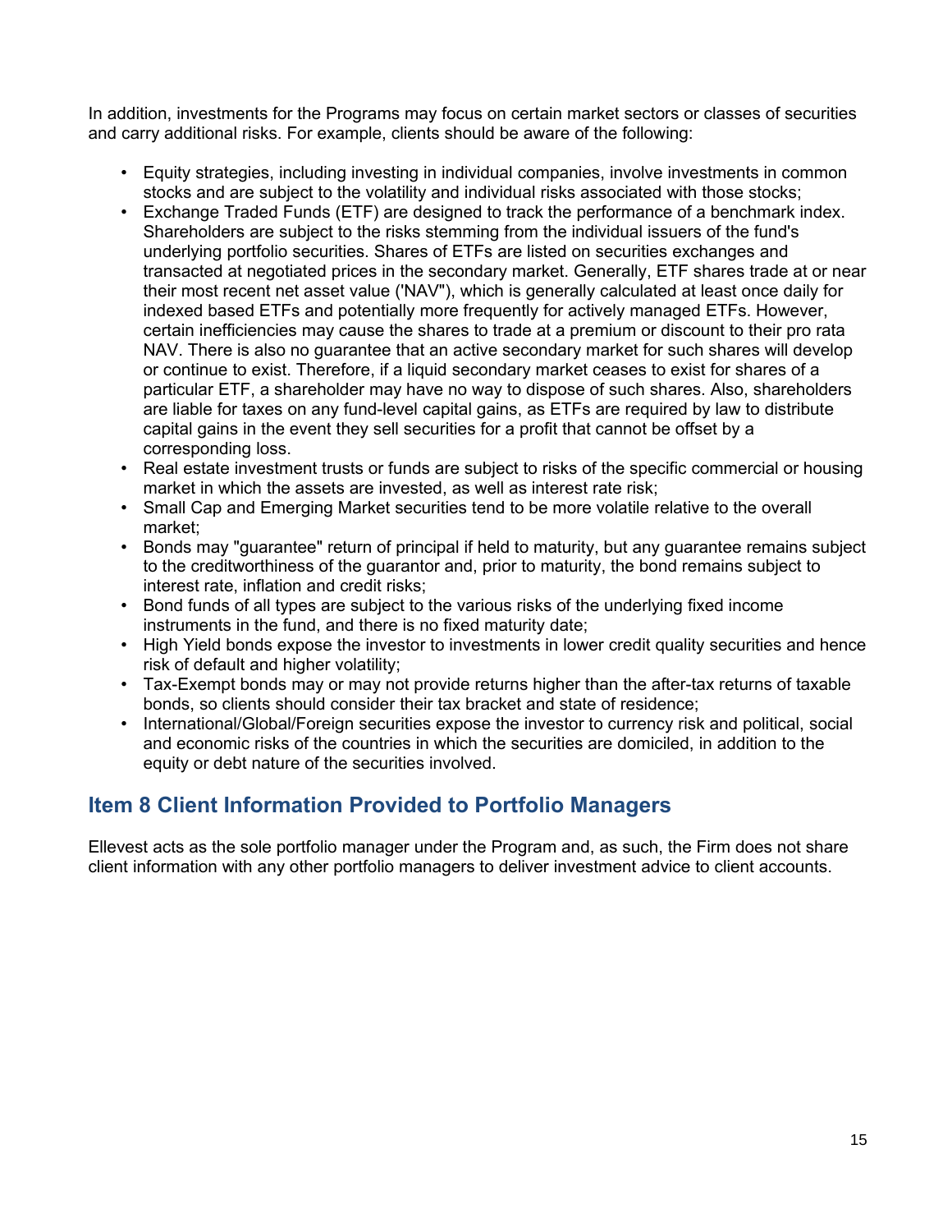In addition, investments for the Programs may focus on certain market sectors or classes of securities and carry additional risks. For example, clients should be aware of the following:

- Equity strategies, including investing in individual companies, involve investments in common stocks and are subject to the volatility and individual risks associated with those stocks;
- Exchange Traded Funds (ETF) are designed to track the performance of a benchmark index. Shareholders are subject to the risks stemming from the individual issuers of the fund's underlying portfolio securities. Shares of ETFs are listed on securities exchanges and transacted at negotiated prices in the secondary market. Generally, ETF shares trade at or near their most recent net asset value ('NAV"), which is generally calculated at least once daily for indexed based ETFs and potentially more frequently for actively managed ETFs. However, certain inefficiencies may cause the shares to trade at a premium or discount to their pro rata NAV. There is also no guarantee that an active secondary market for such shares will develop or continue to exist. Therefore, if a liquid secondary market ceases to exist for shares of a particular ETF, a shareholder may have no way to dispose of such shares. Also, shareholders are liable for taxes on any fund-level capital gains, as ETFs are required by law to distribute capital gains in the event they sell securities for a profit that cannot be offset by a corresponding loss.
- Real estate investment trusts or funds are subject to risks of the specific commercial or housing market in which the assets are invested, as well as interest rate risk;
- Small Cap and Emerging Market securities tend to be more volatile relative to the overall market;
- Bonds may "guarantee" return of principal if held to maturity, but any guarantee remains subject to the creditworthiness of the guarantor and, prior to maturity, the bond remains subject to interest rate, inflation and credit risks;
- Bond funds of all types are subject to the various risks of the underlying fixed income instruments in the fund, and there is no fixed maturity date;
- High Yield bonds expose the investor to investments in lower credit quality securities and hence risk of default and higher volatility;
- Tax-Exempt bonds may or may not provide returns higher than the after-tax returns of taxable bonds, so clients should consider their tax bracket and state of residence;
- International/Global/Foreign securities expose the investor to currency risk and political, social and economic risks of the countries in which the securities are domiciled, in addition to the equity or debt nature of the securities involved.

## Item 8 Client Information Provided to Portfolio Managers

Ellevest acts as the sole portfolio manager under the Program and, as such, the Firm does not share client information with any other portfolio managers to deliver investment advice to client accounts.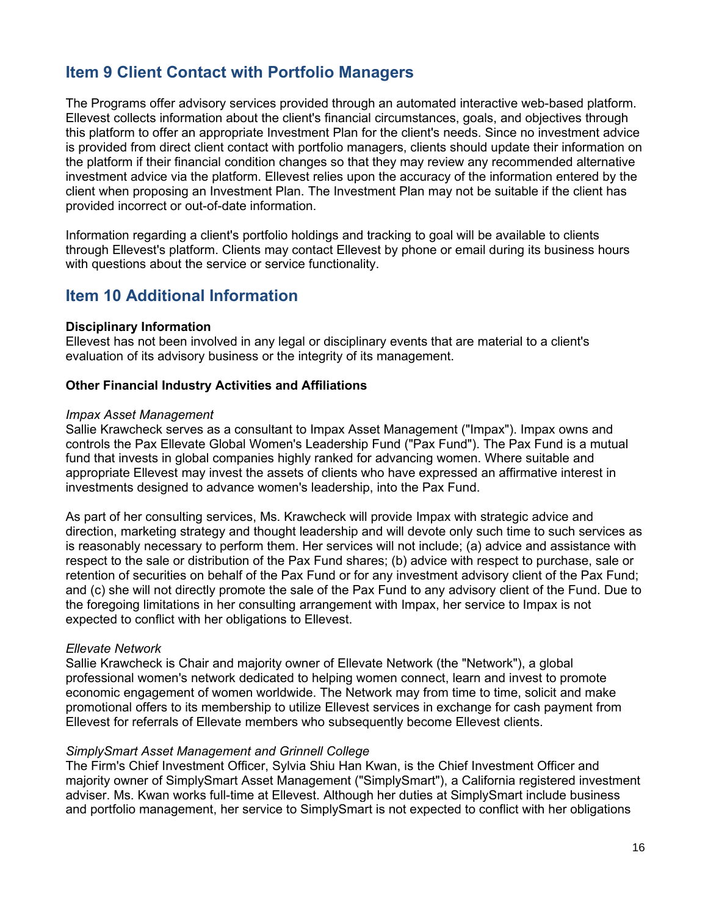## Item 9 Client Contact with Portfolio Managers

The Programs offer advisory services provided through an automated interactive web-based platform. Ellevest collects information about the client's financial circumstances, goals, and objectives through this platform to offer an appropriate Investment Plan for the client's needs. Since no investment advice is provided from direct client contact with portfolio managers, clients should update their information on the platform if their financial condition changes so that they may review any recommended alternative investment advice via the platform. Ellevest relies upon the accuracy of the information entered by the client when proposing an Investment Plan. The Investment Plan may not be suitable if the client has provided incorrect or out-of-date information.

Information regarding a client's portfolio holdings and tracking to goal will be available to clients through Ellevest's platform. Clients may contact Ellevest by phone or email during its business hours with questions about the service or service functionality.

## Item 10 Additional Information

**Disciplinary Information**

Ellevest has not been involved in any legal or disciplinary events that are material to a client's evaluation of its advisory business or the integrity of its management.

**Other Financial Industry Activities and Affiliations**

*Impax Asset Management*

Sallie Krawcheck serves as a consultant to Impax Asset Management ("Impax"). Impax owns and controls the Pax Ellevate Global Women's Leadership Fund ("Pax Fund"). The Pax Fund is a mutual fund that invests in global companies highly ranked for advancing women. Where suitable and appropriate Ellevest may invest the assets of clients who have expressed an affirmative interest in investments designed to advance women's leadership, into the Pax Fund.

As part of her consulting services, Ms. Krawcheck will provide Impax with strategic advice and direction, marketing strategy and thought leadership and will devote only such time to such services as is reasonably necessary to perform them. Her services will not include; (a) advice and assistance with respect to the sale or distribution of the Pax Fund shares; (b) advice with respect to purchase, sale or retention of securities on behalf of the Pax Fund or for any investment advisory client of the Pax Fund; and (c) she will not directly promote the sale of the Pax Fund to any advisory client of the Fund. Due to the foregoing limitations in her consulting arrangement with Impax, her service to Impax is not expected to conflict with her obligations to Ellevest.

*Ellevate Network*

Sallie Krawcheck is Chair and majority owner of Ellevate Network (the "Network"), a global professional women's network dedicated to helping women connect, learn and invest to promote economic engagement of women worldwide. The Network may from time to time, solicit and make promotional offers to its membership to utilize Ellevest services in exchange for cash payment from Ellevest for referrals of Ellevate members who subsequently become Ellevest clients.

*SimplySmart Asset Management and Grinnell College*

The Firm's Chief Investment Officer, Sylvia Shiu Han Kwan, is the Chief Investment Officer and majority owner of SimplySmart Asset Management ("SimplySmart"), a California registered investment adviser. Ms. Kwan works full-time at Ellevest. Although her duties at SimplySmart include business and portfolio management, her service to SimplySmart is not expected to conflict with her obligations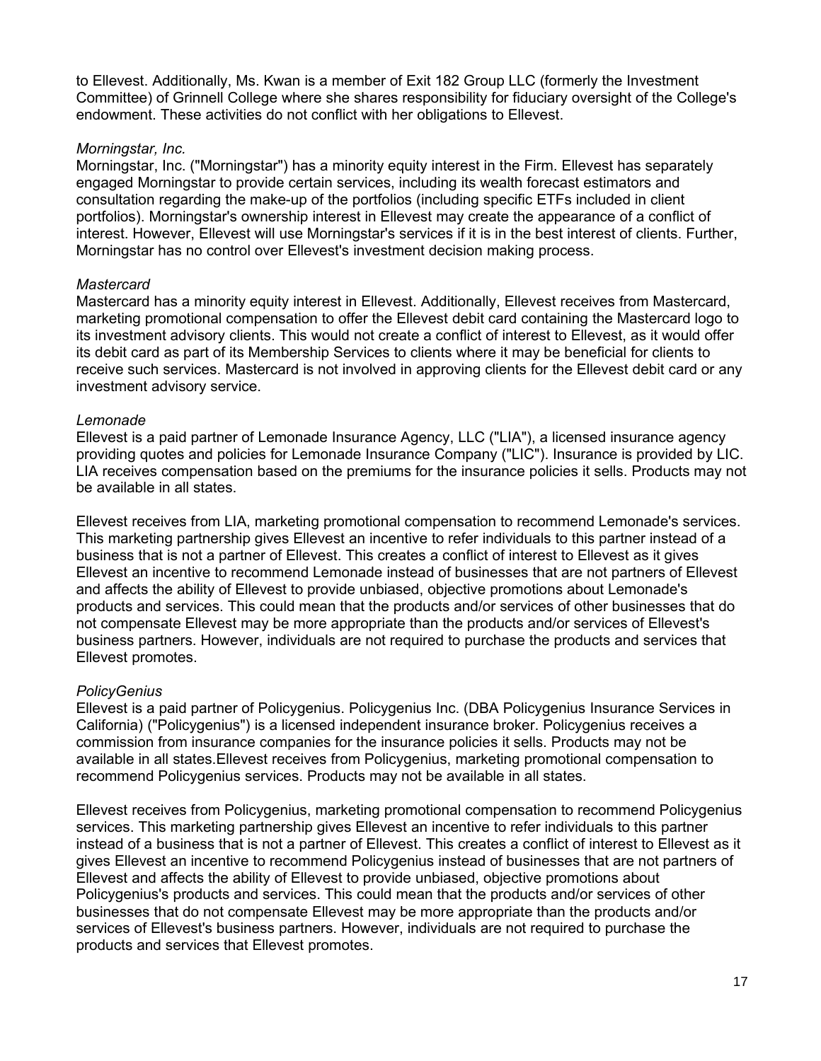to Ellevest. Additionally, Ms. Kwan is a member of Exit 182 Group LLC (formerly the Investment Committee) of Grinnell College where she shares responsibility for fiduciary oversight of the College's endowment. These activities do not conflict with her obligations to Ellevest.

*Morningstar, Inc.*

Morningstar, Inc. ("Morningstar") has a minority equity interest in the Firm. Ellevest has separately engaged Morningstar to provide certain services, including its wealth forecast estimators and consultation regarding the make-up of the portfolios (including specific ETFs included in client portfolios). Morningstar's ownership interest in Ellevest may create the appearance of a conflict of interest. However, Ellevest will use Morningstar's services if it is in the best interest of clients. Further, Morningstar has no control over Ellevest's investment decision making process.

*Mastercard*

Mastercard has a minority equity interest in Ellevest. Additionally, Ellevest receives from Mastercard, marketing promotional compensation to offer the Ellevest debit card containing the Mastercard logo to its investment advisory clients. This would not create a conflict of interest to Ellevest, as it would offer its debit card as part of its Membership Services to clients where it may be beneficial for clients to receive such services. Mastercard is not involved in approving clients for the Ellevest debit card or any investment advisory service.

*Lemonade*

Ellevest is a paid partner of Lemonade Insurance Agency, LLC ("LIA"), a licensed insurance agency providing quotes and policies for Lemonade Insurance Company ("LIC"). Insurance is provided by LIC. LIA receives compensation based on the premiums for the insurance policies it sells. Products may not be available in all states.

Ellevest receives from LIA, marketing promotional compensation to recommend Lemonade's services. This marketing partnership gives Ellevest an incentive to refer individuals to this partner instead of a business that is not a partner of Ellevest. This creates a conflict of interest to Ellevest as it gives Ellevest an incentive to recommend Lemonade instead of businesses that are not partners of Ellevest and affects the ability of Ellevest to provide unbiased, objective promotions about Lemonade's products and services. This could mean that the products and/or services of other businesses that do not compensate Ellevest may be more appropriate than the products and/or services of Ellevest's business partners. However, individuals are not required to purchase the products and services that Ellevest promotes.

*PolicyGenius*

Ellevest is a paid partner of Policygenius. Policygenius Inc. (DBA Policygenius Insurance Services in California) ("Policygenius") is a licensed independent insurance broker. Policygenius receives a commission from insurance companies for the insurance policies it sells. Products may not be available in all states.Ellevest receives from Policygenius, marketing promotional compensation to recommend Policygenius services. Products may not be available in all states.

Ellevest receives from Policygenius, marketing promotional compensation to recommend Policygenius services. This marketing partnership gives Ellevest an incentive to refer individuals to this partner instead of a business that is not a partner of Ellevest. This creates a conflict of interest to Ellevest as it gives Ellevest an incentive to recommend Policygenius instead of businesses that are not partners of Ellevest and affects the ability of Ellevest to provide unbiased, objective promotions about Policygenius's products and services. This could mean that the products and/or services of other businesses that do not compensate Ellevest may be more appropriate than the products and/or services of Ellevest's business partners. However, individuals are not required to purchase the products and services that Ellevest promotes.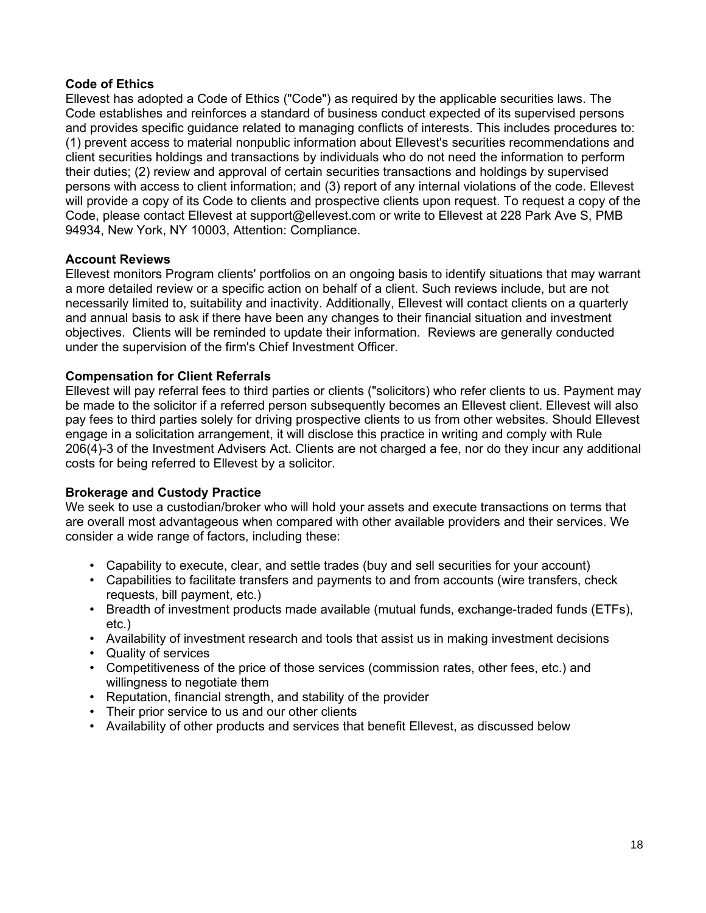**Code of Ethics**

Ellevest has adopted a Code of Ethics ("Code") as required by the applicable securities laws. The Code establishes and reinforces a standard of business conduct expected of its supervised persons and provides specific guidance related to managing conflicts of interests. This includes procedures to: (1) prevent access to material nonpublic information about Ellevest's securities recommendations and client securities holdings and transactions by individuals who do not need the information to perform their duties; (2) review and approval of certain securities transactions and holdings by supervised persons with access to client information; and (3) report of any internal violations of the code. Ellevest will provide a copy of its Code to clients and prospective clients upon request. To request a copy of the Code, please contact Ellevest at support@ellevest.com or write to Ellevest at 228 Park Ave S, PMB 94934, New York, NY 10003, Attention: Compliance.

**Account Reviews**

Ellevest monitors Program clients' portfolios on an ongoing basis to identify situations that may warrant a more detailed review or a specific action on behalf of a client. Such reviews include, but are not necessarily limited to, suitability and inactivity. Additionally, Ellevest will contact clients on a quarterly and annual basis to ask if there have been any changes to their financial situation and investment objectives. Clients will be reminded to update their information. Reviews are generally conducted under the supervision of the firm's Chief Investment Officer.

**Compensation for Client Referrals**

Ellevest will pay referral fees to third parties or clients ("solicitors) who refer clients to us. Payment may be made to the solicitor if a referred person subsequently becomes an Ellevest client. Ellevest will also pay fees to third parties solely for driving prospective clients to us from other websites. Should Ellevest engage in a solicitation arrangement, it will disclose this practice in writing and comply with Rule 206(4)-3 of the Investment Advisers Act. Clients are not charged a fee, nor do they incur any additional costs for being referred to Ellevest by a solicitor.

**Brokerage and Custody Practice**

We seek to use a custodian/broker who will hold your assets and execute transactions on terms that are overall most advantageous when compared with other available providers and their services. We consider a wide range of factors, including these:

- Capability to execute, clear, and settle trades (buy and sell securities for your account)
- Capabilities to facilitate transfers and payments to and from accounts (wire transfers, check requests, bill payment, etc.)
- Breadth of investment products made available (mutual funds, exchange-traded funds (ETFs), etc.)
- Availability of investment research and tools that assist us in making investment decisions
- Quality of services
- Competitiveness of the price of those services (commission rates, other fees, etc.) and willingness to negotiate them
- Reputation, financial strength, and stability of the provider
- Their prior service to us and our other clients
- Availability of other products and services that benefit Ellevest, as discussed below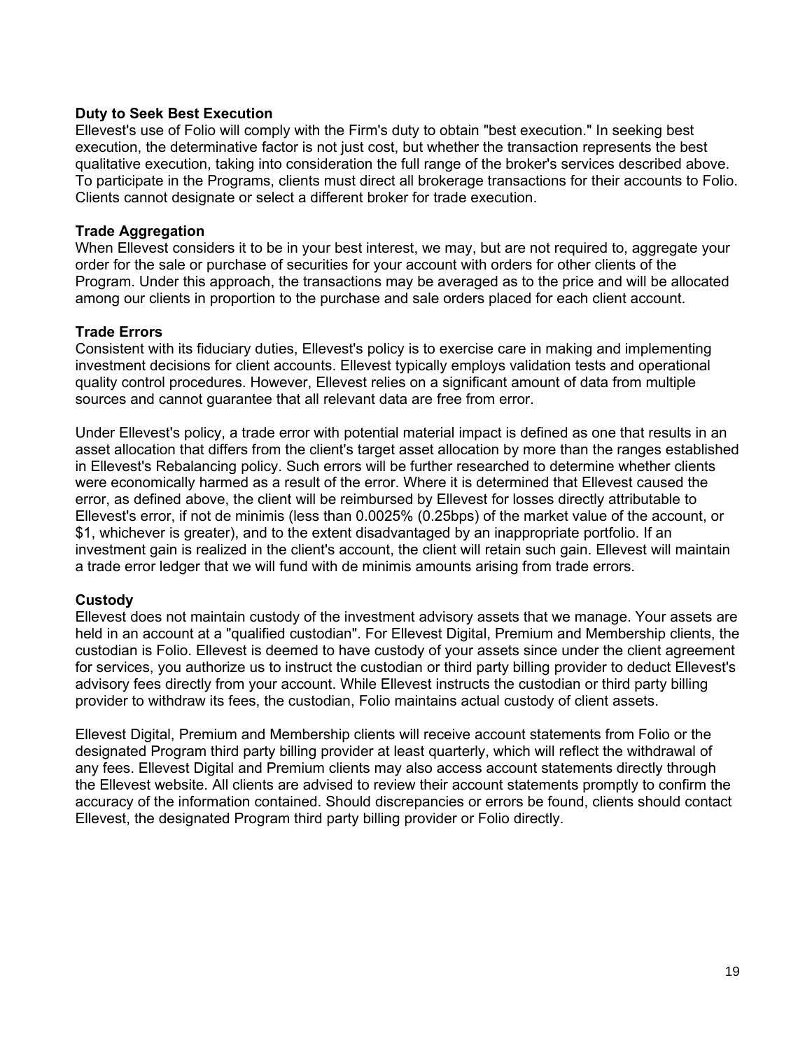**Duty to Seek Best Execution**
Ellevest's use of Folio will comply with the Firm's duty to obtain "best execution." In seeking best execution, the determinative factor is not just cost, but whether the transaction represents the best qualitative execution, taking into consideration the full range of the broker's services described above. To participate in the Programs, clients must direct all brokerage transactions for their accounts to Folio. Clients cannot designate or select a different broker for trade execution.

**Trade Aggregation**
When Ellevest considers it to be in your best interest, we may, but are not required to, aggregate your order for the sale or purchase of securities for your account with orders for other clients of the Program. Under this approach, the transactions may be averaged as to the price and will be allocated among our clients in proportion to the purchase and sale orders placed for each client account.

**Trade Errors**
Consistent with its fiduciary duties, Ellevest's policy is to exercise care in making and implementing investment decisions for client accounts. Ellevest typically employs validation tests and operational quality control procedures. However, Ellevest relies on a significant amount of data from multiple sources and cannot guarantee that all relevant data are free from error.

Under Ellevest's policy, a trade error with potential material impact is defined as one that results in an asset allocation that differs from the client's target asset allocation by more than the ranges established in Ellevest's Rebalancing policy. Such errors will be further researched to determine whether clients were economically harmed as a result of the error. Where it is determined that Ellevest caused the error, as defined above, the client will be reimbursed by Ellevest for losses directly attributable to Ellevest's error, if not de minimis (less than 0.0025% (0.25bps) of the market value of the account, or $1, whichever is greater), and to the extent disadvantaged by an inappropriate portfolio. If an investment gain is realized in the client's account, the client will retain such gain. Ellevest will maintain a trade error ledger that we will fund with de minimis amounts arising from trade errors.

**Custody**
Ellevest does not maintain custody of the investment advisory assets that we manage. Your assets are held in an account at a "qualified custodian". For Ellevest Digital, Premium and Membership clients, the custodian is Folio. Ellevest is deemed to have custody of your assets since under the client agreement for services, you authorize us to instruct the custodian or third party billing provider to deduct Ellevest's advisory fees directly from your account. While Ellevest instructs the custodian or third party billing provider to withdraw its fees, the custodian, Folio maintains actual custody of client assets.

Ellevest Digital, Premium and Membership clients will receive account statements from Folio or the designated Program third party billing provider at least quarterly, which will reflect the withdrawal of any fees. Ellevest Digital and Premium clients may also access account statements directly through the Ellevest website. All clients are advised to review their account statements promptly to confirm the accuracy of the information contained. Should discrepancies or errors be found, clients should contact Ellevest, the designated Program third party billing provider or Folio directly.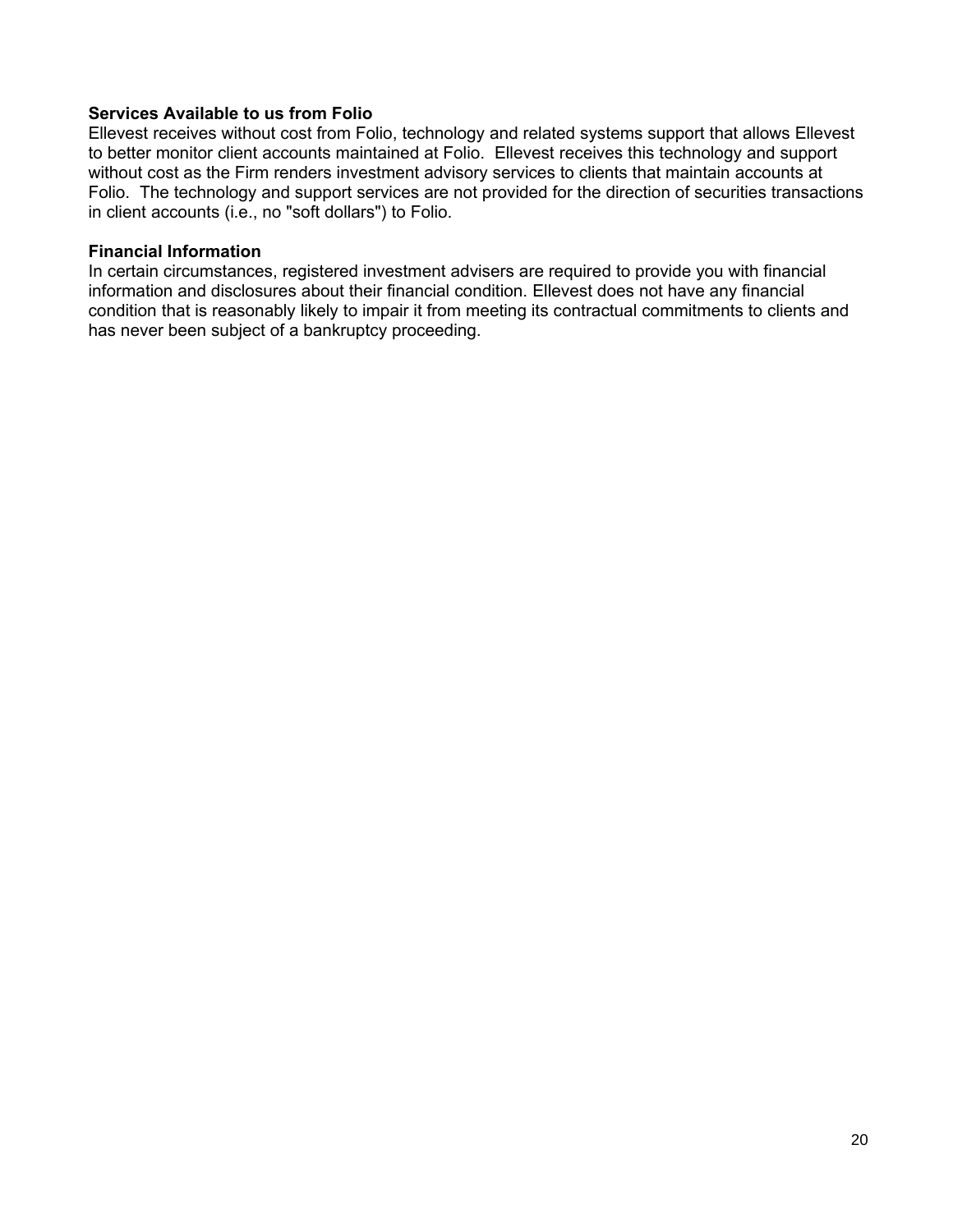**Services Available to us from Folio**

Ellevest receives without cost from Folio, technology and related systems support that allows Ellevest to better monitor client accounts maintained at Folio. Ellevest receives this technology and support without cost as the Firm renders investment advisory services to clients that maintain accounts at Folio. The technology and support services are not provided for the direction of securities transactions in client accounts (i.e., no "soft dollars") to Folio.

**Financial Information**

In certain circumstances, registered investment advisers are required to provide you with financial information and disclosures about their financial condition. Ellevest does not have any financial condition that is reasonably likely to impair it from meeting its contractual commitments to clients and has never been subject of a bankruptcy proceeding.